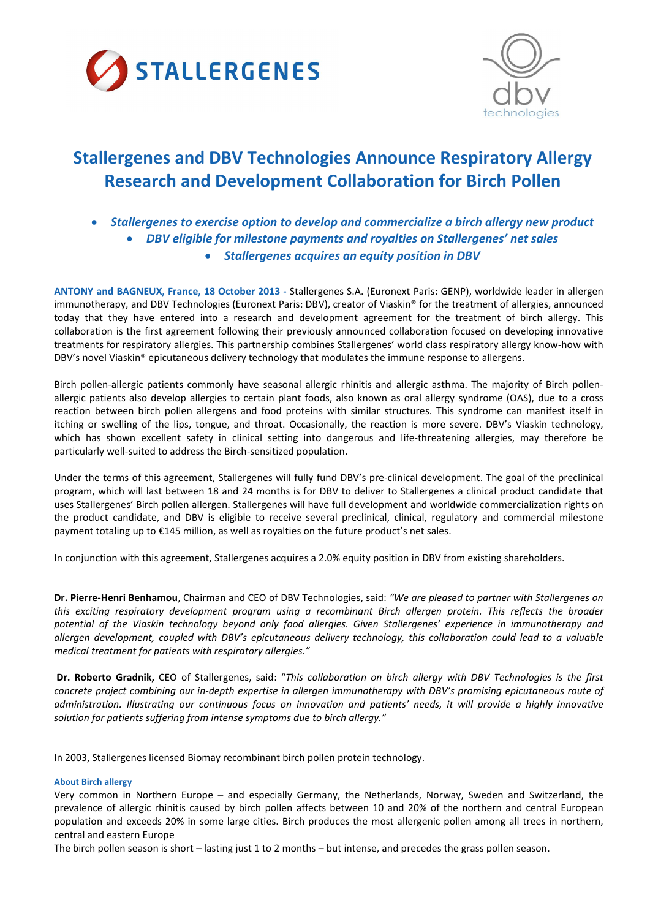# Stallergenes and DBV Technologies Announce Respiratory Allergy Research and Development Collaboration for Birch Pollen

- ***Stallergenes to exercise option to develop and commercialize a birch allergy new product***
- ***DBV eligible for milestone payments and royalties on Stallergenes' net sales***
- ***Stallergenes acquires an equity position in DBV***

**ANTONY and BAGNEUX, France, 18 October 2013 -** Stallergenes S.A. (Euronext Paris: GENP), worldwide leader in allergen immunotherapy, and DBV Technologies (Euronext Paris: DBV), creator of Viaskin® for the treatment of allergies, announced today that they have entered into a research and development agreement for the treatment of birch allergy. This collaboration is the first agreement following their previously announced collaboration focused on developing innovative treatments for respiratory allergies. This partnership combines Stallergenes' world class respiratory allergy know-how with DBV's novel Viaskin® epicutaneous delivery technology that modulates the immune response to allergens.

Birch pollen-allergic patients commonly have seasonal allergic rhinitis and allergic asthma. The majority of Birch pollen-allergic patients also develop allergies to certain plant foods, also known as oral allergy syndrome (OAS), due to a cross reaction between birch pollen allergens and food proteins with similar structures. This syndrome can manifest itself in itching or swelling of the lips, tongue, and throat. Occasionally, the reaction is more severe. DBV's Viaskin technology, which has shown excellent safety in clinical setting into dangerous and life-threatening allergies, may therefore be particularly well-suited to address the Birch-sensitized population.

Under the terms of this agreement, Stallergenes will fully fund DBV's pre-clinical development. The goal of the preclinical program, which will last between 18 and 24 months is for DBV to deliver to Stallergenes a clinical product candidate that uses Stallergenes' Birch pollen allergen. Stallergenes will have full development and worldwide commercialization rights on the product candidate, and DBV is eligible to receive several preclinical, clinical, regulatory and commercial milestone payment totaling up to €145 million, as well as royalties on the future product's net sales.

In conjunction with this agreement, Stallergenes acquires a 2.0% equity position in DBV from existing shareholders.

**Dr. Pierre-Henri Benhamou**, Chairman and CEO of DBV Technologies, said: *"We are pleased to partner with Stallergenes on this exciting respiratory development program using a recombinant Birch allergen protein. This reflects the broader potential of the Viaskin technology beyond only food allergies. Given Stallergenes' experience in immunotherapy and allergen development, coupled with DBV's epicutaneous delivery technology, this collaboration could lead to a valuable medical treatment for patients with respiratory allergies."*

**Dr. Roberto Gradnik,** CEO of Stallergenes, said: "*This collaboration on birch allergy with DBV Technologies is the first concrete project combining our in-depth expertise in allergen immunotherapy with DBV's promising epicutaneous route of administration. Illustrating our continuous focus on innovation and patients' needs, it will provide a highly innovative solution for patients suffering from intense symptoms due to birch allergy."*

In 2003, Stallergenes licensed Biomay recombinant birch pollen protein technology.

#### About Birch allergy

Very common in Northern Europe – and especially Germany, the Netherlands, Norway, Sweden and Switzerland, the prevalence of allergic rhinitis caused by birch pollen affects between 10 and 20% of the northern and central European population and exceeds 20% in some large cities. Birch produces the most allergenic pollen among all trees in northern, central and eastern Europe

The birch pollen season is short – lasting just 1 to 2 months – but intense, and precedes the grass pollen season.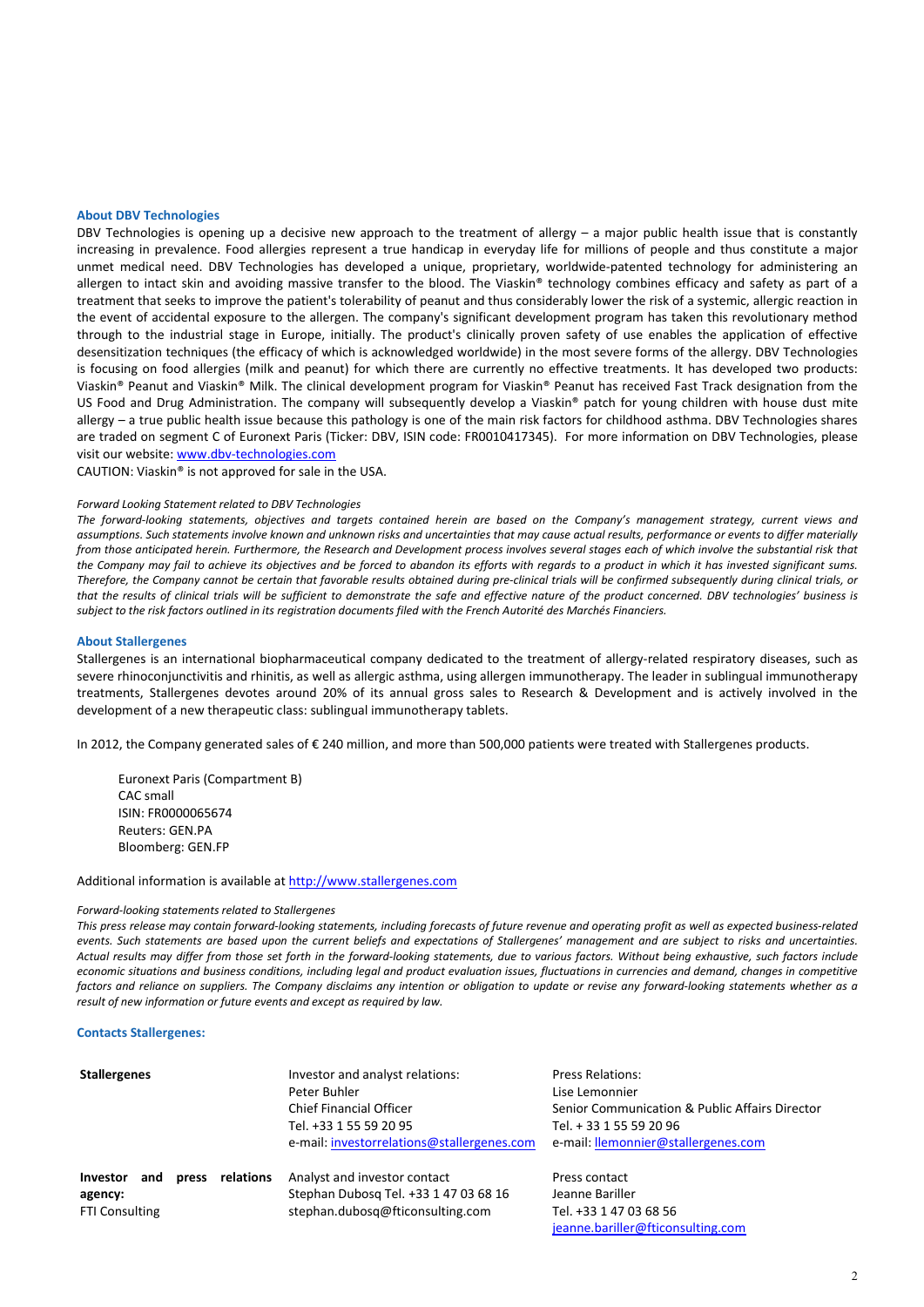### About DBV Technologies

DBV Technologies is opening up a decisive new approach to the treatment of allergy – a major public health issue that is constantly increasing in prevalence. Food allergies represent a true handicap in everyday life for millions of people and thus constitute a major unmet medical need. DBV Technologies has developed a unique, proprietary, worldwide-patented technology for administering an allergen to intact skin and avoiding massive transfer to the blood. The Viaskin® technology combines efficacy and safety as part of a treatment that seeks to improve the patient's tolerability of peanut and thus considerably lower the risk of a systemic, allergic reaction in the event of accidental exposure to the allergen. The company's significant development program has taken this revolutionary method through to the industrial stage in Europe, initially. The product's clinically proven safety of use enables the application of effective desensitization techniques (the efficacy of which is acknowledged worldwide) in the most severe forms of the allergy. DBV Technologies is focusing on food allergies (milk and peanut) for which there are currently no effective treatments. It has developed two products: Viaskin® Peanut and Viaskin® Milk. The clinical development program for Viaskin® Peanut has received Fast Track designation from the US Food and Drug Administration. The company will subsequently develop a Viaskin® patch for young children with house dust mite allergy – a true public health issue because this pathology is one of the main risk factors for childhood asthma. DBV Technologies shares are traded on segment C of Euronext Paris (Ticker: DBV, ISIN code: FR0010417345). For more information on DBV Technologies, please visit our website: www.dbv-technologies.com

CAUTION: Viaskin® is not approved for sale in the USA.

*Forward Looking Statement related to DBV Technologies*

*The forward-looking statements, objectives and targets contained herein are based on the Company's management strategy, current views and assumptions. Such statements involve known and unknown risks and uncertainties that may cause actual results, performance or events to differ materially from those anticipated herein. Furthermore, the Research and Development process involves several stages each of which involve the substantial risk that the Company may fail to achieve its objectives and be forced to abandon its efforts with regards to a product in which it has invested significant sums. Therefore, the Company cannot be certain that favorable results obtained during pre-clinical trials will be confirmed subsequently during clinical trials, or that the results of clinical trials will be sufficient to demonstrate the safe and effective nature of the product concerned. DBV technologies' business is subject to the risk factors outlined in its registration documents filed with the French Autorité des Marchés Financiers.*

### About Stallergenes

Stallergenes is an international biopharmaceutical company dedicated to the treatment of allergy-related respiratory diseases, such as severe rhinoconjunctivitis and rhinitis, as well as allergic asthma, using allergen immunotherapy. The leader in sublingual immunotherapy treatments, Stallergenes devotes around 20% of its annual gross sales to Research & Development and is actively involved in the development of a new therapeutic class: sublingual immunotherapy tablets.

In 2012, the Company generated sales of € 240 million, and more than 500,000 patients were treated with Stallergenes products.

Euronext Paris (Compartment B)
CAC small
ISIN: FR0000065674
Reuters: GEN.PA
Bloomberg: GEN.FP

Additional information is available at http://www.stallergenes.com

*Forward-looking statements related to Stallergenes*

*This press release may contain forward-looking statements, including forecasts of future revenue and operating profit as well as expected business-related events. Such statements are based upon the current beliefs and expectations of Stallergenes' management and are subject to risks and uncertainties. Actual results may differ from those set forth in the forward-looking statements, due to various factors. Without being exhaustive, such factors include economic situations and business conditions, including legal and product evaluation issues, fluctuations in currencies and demand, changes in competitive factors and reliance on suppliers. The Company disclaims any intention or obligation to update or revise any forward-looking statements whether as a result of new information or future events and except as required by law.*

### Contacts Stallergenes:

| | | |
|---|---|---|
| **Stallergenes** | Investor and analyst relations:<br>Peter Buhler<br>Chief Financial Officer<br>Tel. +33 1 55 59 20 95<br>e-mail: investorrelations@stallergenes.com | Press Relations:<br>Lise Lemonnier<br>Senior Communication & Public Affairs Director<br>Tel. + 33 1 55 59 20 96<br>e-mail: llemonnier@stallergenes.com |
| **Investor and press relations agency:**<br>FTI Consulting | Analyst and investor contact<br>Stephan Dubosq Tel. +33 1 47 03 68 16<br>stephan.dubosq@fticonsulting.com | Press contact<br>Jeanne Bariller<br>Tel. +33 1 47 03 68 56<br>jeanne.bariller@fticonsulting.com |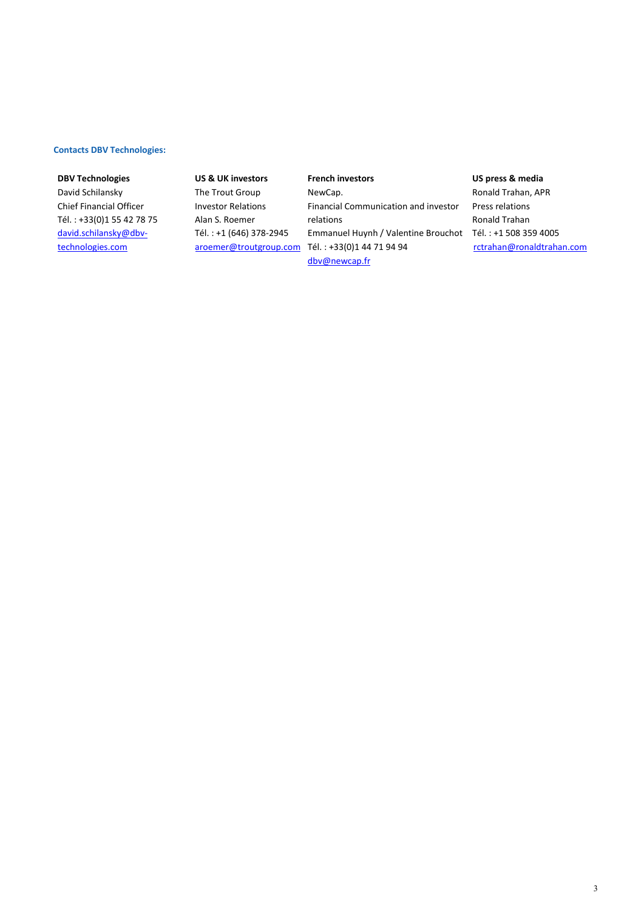**Contacts DBV Technologies:**

**DBV Technologies**
David Schilansky
Chief Financial Officer
Tél. : +33(0)1 55 42 78 75
david.schilansky@dbv-technologies.com

**US & UK investors**
The Trout Group
Investor Relations
Alan S. Roemer
Tél. : +1 (646) 378-2945
aroemer@troutgroup.com

**French investors**
NewCap.
Financial Communication and investor relations
Emmanuel Huynh / Valentine Brouchot
Tél. : +33(0)1 44 71 94 94
dbv@newcap.fr

**US press & media**
Ronald Trahan, APR
Press relations
Ronald Trahan
Tél. : +1 508 359 4005
rctrahan@ronaldtrahan.com